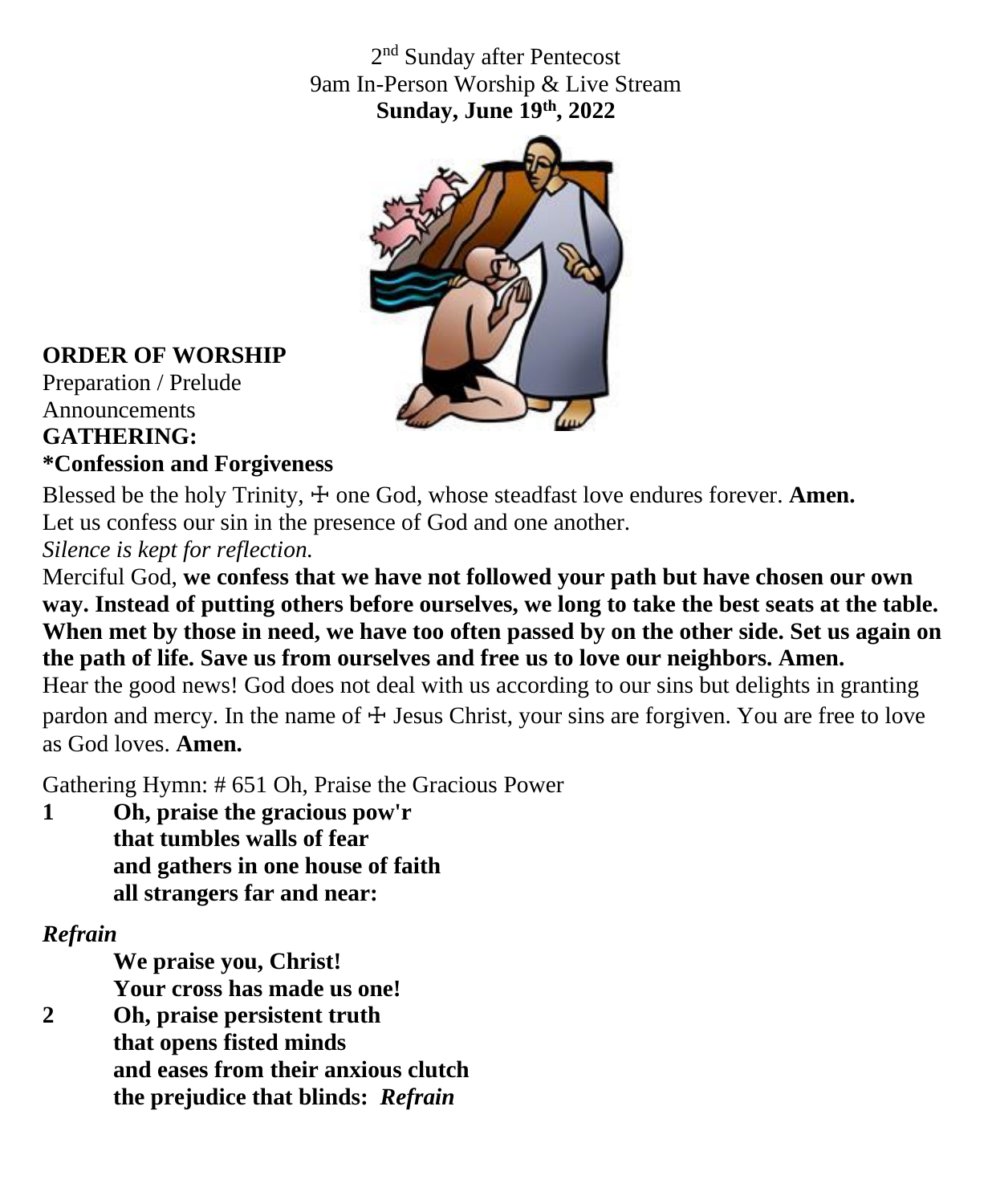2nd Sunday after Pentecost
9am In-Person Worship & Live Stream
**Sunday, June 19th, 2022**

**ORDER OF WORSHIP**
Preparation / Prelude
Announcements
**GATHERING:**
**\*Confession and Forgiveness**

Blessed be the holy Trinity, ☩ one God, whose steadfast love endures forever. **Amen.**
Let us confess our sin in the presence of God and one another.
*Silence is kept for reflection.*
Merciful God, **we confess that we have not followed your path but have chosen our own way. Instead of putting others before ourselves, we long to take the best seats at the table. When met by those in need, we have too often passed by on the other side. Set us again on the path of life. Save us from ourselves and free us to love our neighbors. Amen.**
Hear the good news! God does not deal with us according to our sins but delights in granting pardon and mercy. In the name of ☩ Jesus Christ, your sins are forgiven. You are free to love as God loves. **Amen.**

Gathering Hymn: # 651 Oh, Praise the Gracious Power

**1 Oh, praise the gracious pow'r**
**that tumbles walls of fear**
**and gathers in one house of faith**
**all strangers far and near:**

***Refrain***
**We praise you, Christ!**
**Your cross has made us one!**

**2 Oh, praise persistent truth**
**that opens fisted minds**
**and eases from their anxious clutch**
**the prejudice that blinds:** ***Refrain***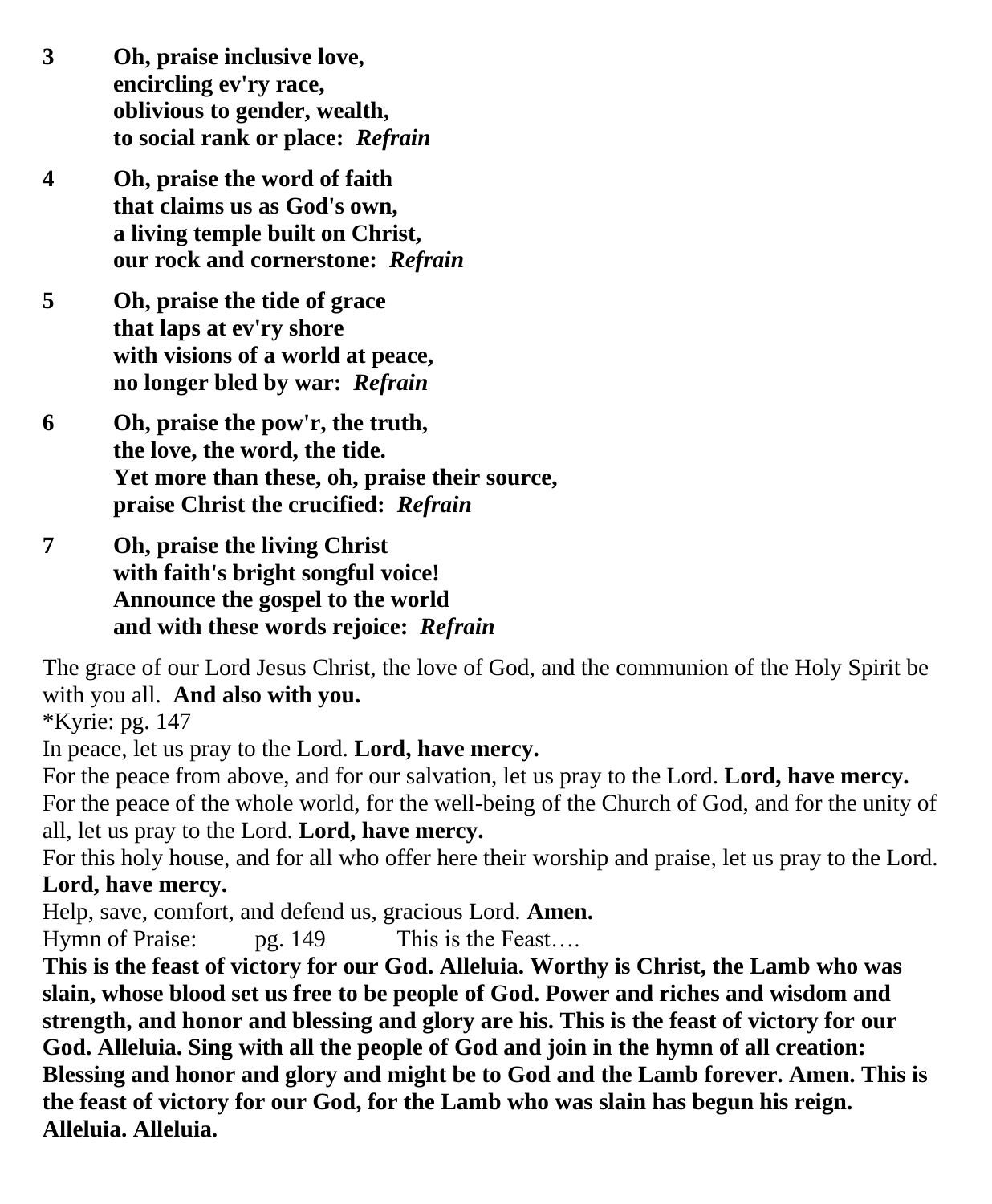**3 Oh, praise inclusive love,**
**encircling ev'ry race,**
**oblivious to gender, wealth,**
**to social rank or place:** ***Refrain***

**4 Oh, praise the word of faith**
**that claims us as God's own,**
**a living temple built on Christ,**
**our rock and cornerstone:** ***Refrain***

**5 Oh, praise the tide of grace**
**that laps at ev'ry shore**
**with visions of a world at peace,**
**no longer bled by war:** ***Refrain***

**6 Oh, praise the pow'r, the truth,**
**the love, the word, the tide.**
**Yet more than these, oh, praise their source,**
**praise Christ the crucified:** ***Refrain***

**7 Oh, praise the living Christ**
**with faith's bright songful voice!**
**Announce the gospel to the world**
**and with these words rejoice:** ***Refrain***

The grace of our Lord Jesus Christ, the love of God, and the communion of the Holy Spirit be with you all. **And also with you.**

*Kyrie: pg. 147

In peace, let us pray to the Lord. **Lord, have mercy.**

For the peace from above, and for our salvation, let us pray to the Lord. **Lord, have mercy.**

For the peace of the whole world, for the well-being of the Church of God, and for the unity of all, let us pray to the Lord. **Lord, have mercy.**

For this holy house, and for all who offer here their worship and praise, let us pray to the Lord. **Lord, have mercy.**

Help, save, comfort, and defend us, gracious Lord. **Amen.**

Hymn of Praise: pg. 149 This is the Feast….

**This is the feast of victory for our God. Alleluia. Worthy is Christ, the Lamb who was slain, whose blood set us free to be people of God. Power and riches and wisdom and strength, and honor and blessing and glory are his. This is the feast of victory for our God. Alleluia. Sing with all the people of God and join in the hymn of all creation: Blessing and honor and glory and might be to God and the Lamb forever. Amen. This is the feast of victory for our God, for the Lamb who was slain has begun his reign. Alleluia. Alleluia.**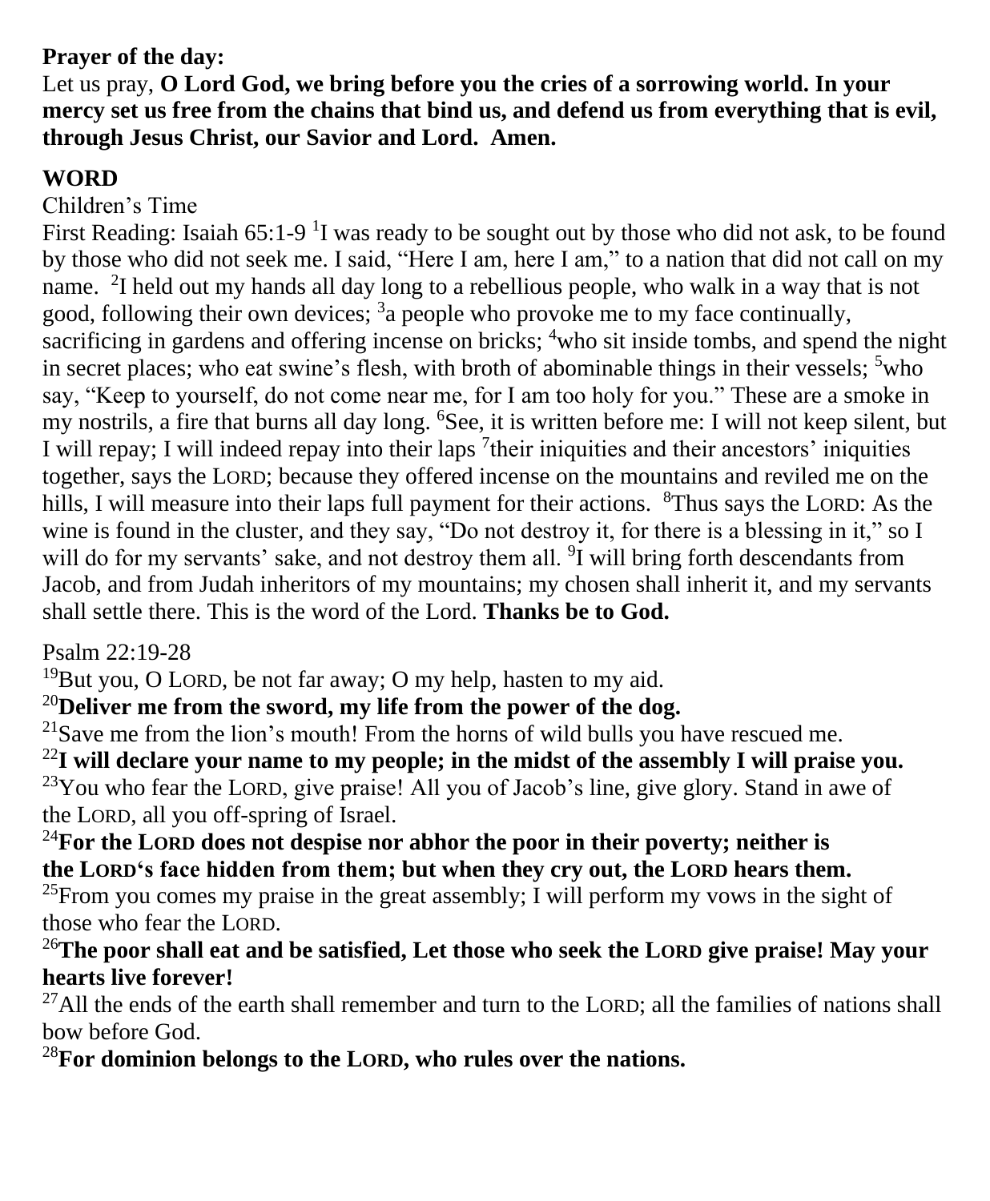**Prayer of the day:**

Let us pray, **O Lord God, we bring before you the cries of a sorrowing world. In your mercy set us free from the chains that bind us, and defend us from everything that is evil, through Jesus Christ, our Savior and Lord. Amen.**

## WORD

Children's Time

First Reading: Isaiah 65:1-9 [1]I was ready to be sought out by those who did not ask, to be found by those who did not seek me. I said, "Here I am, here I am," to a nation that did not call on my name. [2]I held out my hands all day long to a rebellious people, who walk in a way that is not good, following their own devices; [3]a people who provoke me to my face continually, sacrificing in gardens and offering incense on bricks; [4]who sit inside tombs, and spend the night in secret places; who eat swine's flesh, with broth of abominable things in their vessels; [5]who say, "Keep to yourself, do not come near me, for I am too holy for you." These are a smoke in my nostrils, a fire that burns all day long. [6]See, it is written before me: I will not keep silent, but I will repay; I will indeed repay into their laps [7]their iniquities and their ancestors' iniquities together, says the LORD; because they offered incense on the mountains and reviled me on the hills, I will measure into their laps full payment for their actions. [8]Thus says the LORD: As the wine is found in the cluster, and they say, "Do not destroy it, for there is a blessing in it," so I will do for my servants' sake, and not destroy them all. [9]I will bring forth descendants from Jacob, and from Judah inheritors of my mountains; my chosen shall inherit it, and my servants shall settle there. This is the word of the Lord. **Thanks be to God.**

Psalm 22:19-28

[19]But you, O LORD, be not far away; O my help, hasten to my aid.

[20]**Deliver me from the sword, my life from the power of the dog.**

[21]Save me from the lion's mouth! From the horns of wild bulls you have rescued me.

[22]**I will declare your name to my people; in the midst of the assembly I will praise you.**

[23]You who fear the LORD, give praise! All you of Jacob's line, give glory. Stand in awe of the LORD, all you off-spring of Israel.

[24]**For the LORD does not despise nor abhor the poor in their poverty; neither is the LORD's face hidden from them; but when they cry out, the LORD hears them.**

[25]From you comes my praise in the great assembly; I will perform my vows in the sight of those who fear the LORD.

[26]**The poor shall eat and be satisfied, Let those who seek the LORD give praise! May your hearts live forever!**

[27]All the ends of the earth shall remember and turn to the LORD; all the families of nations shall bow before God.

[28]**For dominion belongs to the LORD, who rules over the nations.**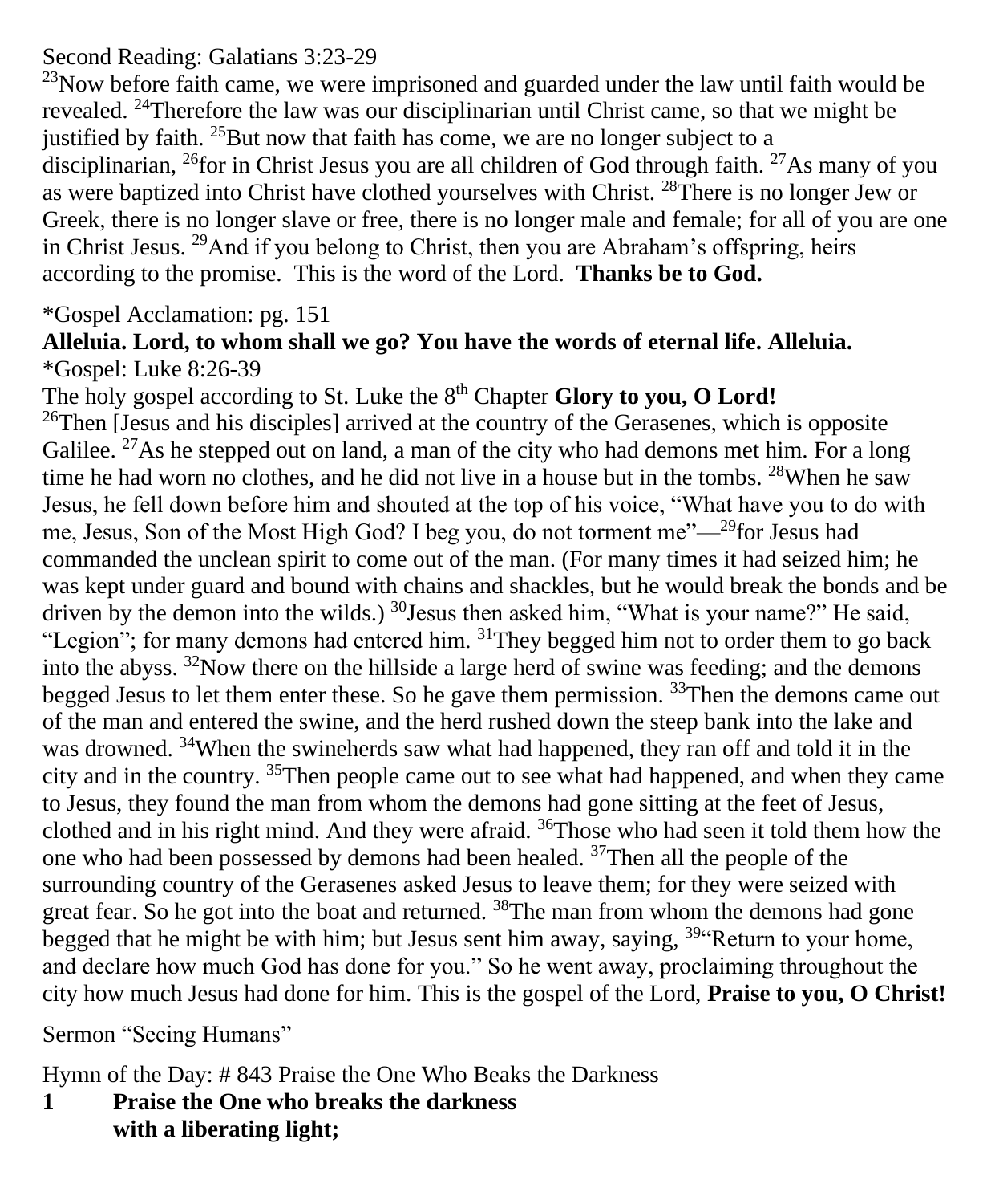Second Reading: Galatians 3:23-29

[23]Now before faith came, we were imprisoned and guarded under the law until faith would be revealed. [24]Therefore the law was our disciplinarian until Christ came, so that we might be justified by faith. [25]But now that faith has come, we are no longer subject to a disciplinarian, [26]for in Christ Jesus you are all children of God through faith. [27]As many of you as were baptized into Christ have clothed yourselves with Christ. [28]There is no longer Jew or Greek, there is no longer slave or free, there is no longer male and female; for all of you are one in Christ Jesus. [29]And if you belong to Christ, then you are Abraham's offspring, heirs according to the promise. This is the word of the Lord. **Thanks be to God.**

*Gospel Acclamation: pg. 151

**Alleluia. Lord, to whom shall we go? You have the words of eternal life. Alleluia.**

*Gospel: Luke 8:26-39

The holy gospel according to St. Luke the 8th Chapter **Glory to you, O Lord!**

[26]Then [Jesus and his disciples] arrived at the country of the Gerasenes, which is opposite Galilee. [27]As he stepped out on land, a man of the city who had demons met him. For a long time he had worn no clothes, and he did not live in a house but in the tombs. [28]When he saw Jesus, he fell down before him and shouted at the top of his voice, "What have you to do with me, Jesus, Son of the Most High God? I beg you, do not torment me"—[29]for Jesus had commanded the unclean spirit to come out of the man. (For many times it had seized him; he was kept under guard and bound with chains and shackles, but he would break the bonds and be driven by the demon into the wilds.) [30]Jesus then asked him, "What is your name?" He said, "Legion"; for many demons had entered him. [31]They begged him not to order them to go back into the abyss. [32]Now there on the hillside a large herd of swine was feeding; and the demons begged Jesus to let them enter these. So he gave them permission. [33]Then the demons came out of the man and entered the swine, and the herd rushed down the steep bank into the lake and was drowned. [34]When the swineherds saw what had happened, they ran off and told it in the city and in the country. [35]Then people came out to see what had happened, and when they came to Jesus, they found the man from whom the demons had gone sitting at the feet of Jesus, clothed and in his right mind. And they were afraid. [36]Those who had seen it told them how the one who had been possessed by demons had been healed. [37]Then all the people of the surrounding country of the Gerasenes asked Jesus to leave them; for they were seized with great fear. So he got into the boat and returned. [38]The man from whom the demons had gone begged that he might be with him; but Jesus sent him away, saying, [39]"Return to your home, and declare how much God has done for you." So he went away, proclaiming throughout the city how much Jesus had done for him. This is the gospel of the Lord, **Praise to you, O Christ!**

Sermon "Seeing Humans"

Hymn of the Day: # 843 Praise the One Who Beaks the Darkness

**1 Praise the One who breaks the darkness**
**with a liberating light;**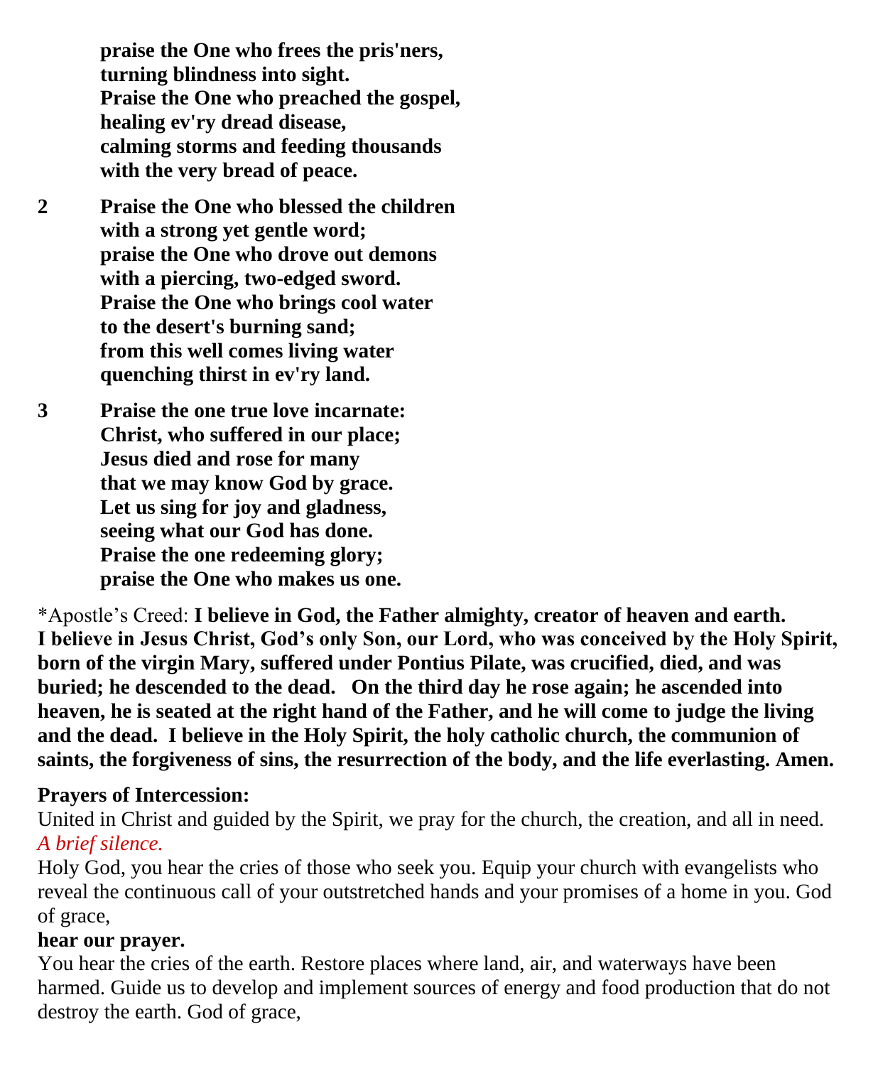**praise the One who frees the pris'ners,**
**turning blindness into sight.**
**Praise the One who preached the gospel,**
**healing ev'ry dread disease,**
**calming storms and feeding thousands**
**with the very bread of peace.**

2 **Praise the One who blessed the children**
**with a strong yet gentle word;**
**praise the One who drove out demons**
**with a piercing, two-edged sword.**
**Praise the One who brings cool water**
**to the desert's burning sand;**
**from this well comes living water**
**quenching thirst in ev'ry land.**

3 **Praise the one true love incarnate:**
**Christ, who suffered in our place;**
**Jesus died and rose for many**
**that we may know God by grace.**
**Let us sing for joy and gladness,**
**seeing what our God has done.**
**Praise the one redeeming glory;**
**praise the One who makes us one.**

*Apostle's Creed: **I believe in God, the Father almighty, creator of heaven and earth. I believe in Jesus Christ, God's only Son, our Lord, who was conceived by the Holy Spirit, born of the virgin Mary, suffered under Pontius Pilate, was crucified, died, and was buried; he descended to the dead. On the third day he rose again; he ascended into heaven, he is seated at the right hand of the Father, and he will come to judge the living and the dead. I believe in the Holy Spirit, the holy catholic church, the communion of saints, the forgiveness of sins, the resurrection of the body, and the life everlasting. Amen.**

**Prayers of Intercession:**
United in Christ and guided by the Spirit, we pray for the church, the creation, and all in need.
*A brief silence.*
Holy God, you hear the cries of those who seek you. Equip your church with evangelists who reveal the continuous call of your outstretched hands and your promises of a home in you. God of grace,
**hear our prayer.**
You hear the cries of the earth. Restore places where land, air, and waterways have been harmed. Guide us to develop and implement sources of energy and food production that do not destroy the earth. God of grace,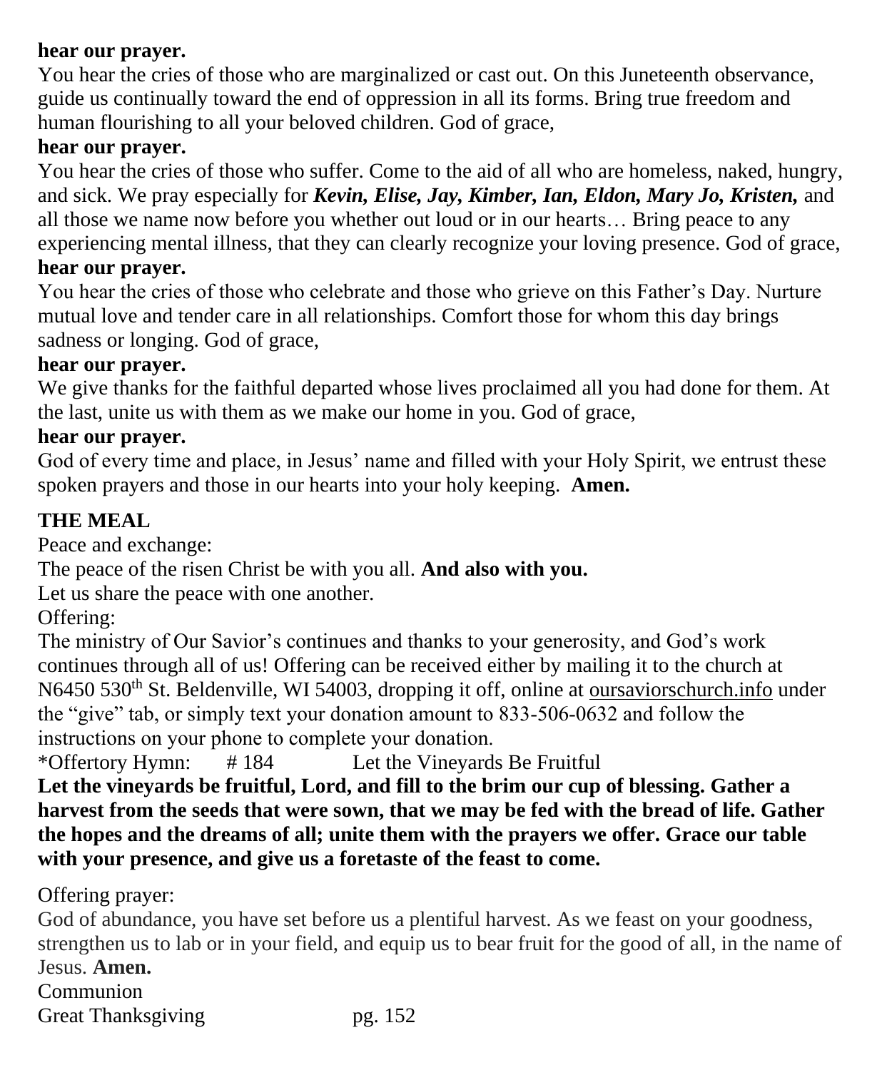**hear our prayer.**

You hear the cries of those who are marginalized or cast out. On this Juneteenth observance, guide us continually toward the end of oppression in all its forms. Bring true freedom and human flourishing to all your beloved children. God of grace,

**hear our prayer.**

You hear the cries of those who suffer. Come to the aid of all who are homeless, naked, hungry, and sick. We pray especially for ***Kevin, Elise, Jay, Kimber, Ian, Eldon, Mary Jo, Kristen,*** and all those we name now before you whether out loud or in our hearts… Bring peace to any experiencing mental illness, that they can clearly recognize your loving presence. God of grace,

**hear our prayer.**

You hear the cries of those who celebrate and those who grieve on this Father's Day. Nurture mutual love and tender care in all relationships. Comfort those for whom this day brings sadness or longing. God of grace,

**hear our prayer.**

We give thanks for the faithful departed whose lives proclaimed all you had done for them. At the last, unite us with them as we make our home in you. God of grace,

**hear our prayer.**

God of every time and place, in Jesus' name and filled with your Holy Spirit, we entrust these spoken prayers and those in our hearts into your holy keeping. **Amen.**

## THE MEAL

Peace and exchange:

The peace of the risen Christ be with you all. **And also with you.**

Let us share the peace with one another.

Offering:

The ministry of Our Savior's continues and thanks to your generosity, and God's work continues through all of us! Offering can be received either by mailing it to the church at N6450 530th St. Beldenville, WI 54003, dropping it off, online at oursaviorschurch.info under the "give" tab, or simply text your donation amount to 833-506-0632 and follow the instructions on your phone to complete your donation.

*Offertory Hymn: # 184 Let the Vineyards Be Fruitful

**Let the vineyards be fruitful, Lord, and fill to the brim our cup of blessing. Gather a harvest from the seeds that were sown, that we may be fed with the bread of life. Gather the hopes and the dreams of all; unite them with the prayers we offer. Grace our table with your presence, and give us a foretaste of the feast to come.**

Offering prayer:

God of abundance, you have set before us a plentiful harvest. As we feast on your goodness, strengthen us to lab or in your field, and equip us to bear fruit for the good of all, in the name of Jesus. **Amen.**

Communion

Great Thanksgiving pg. 152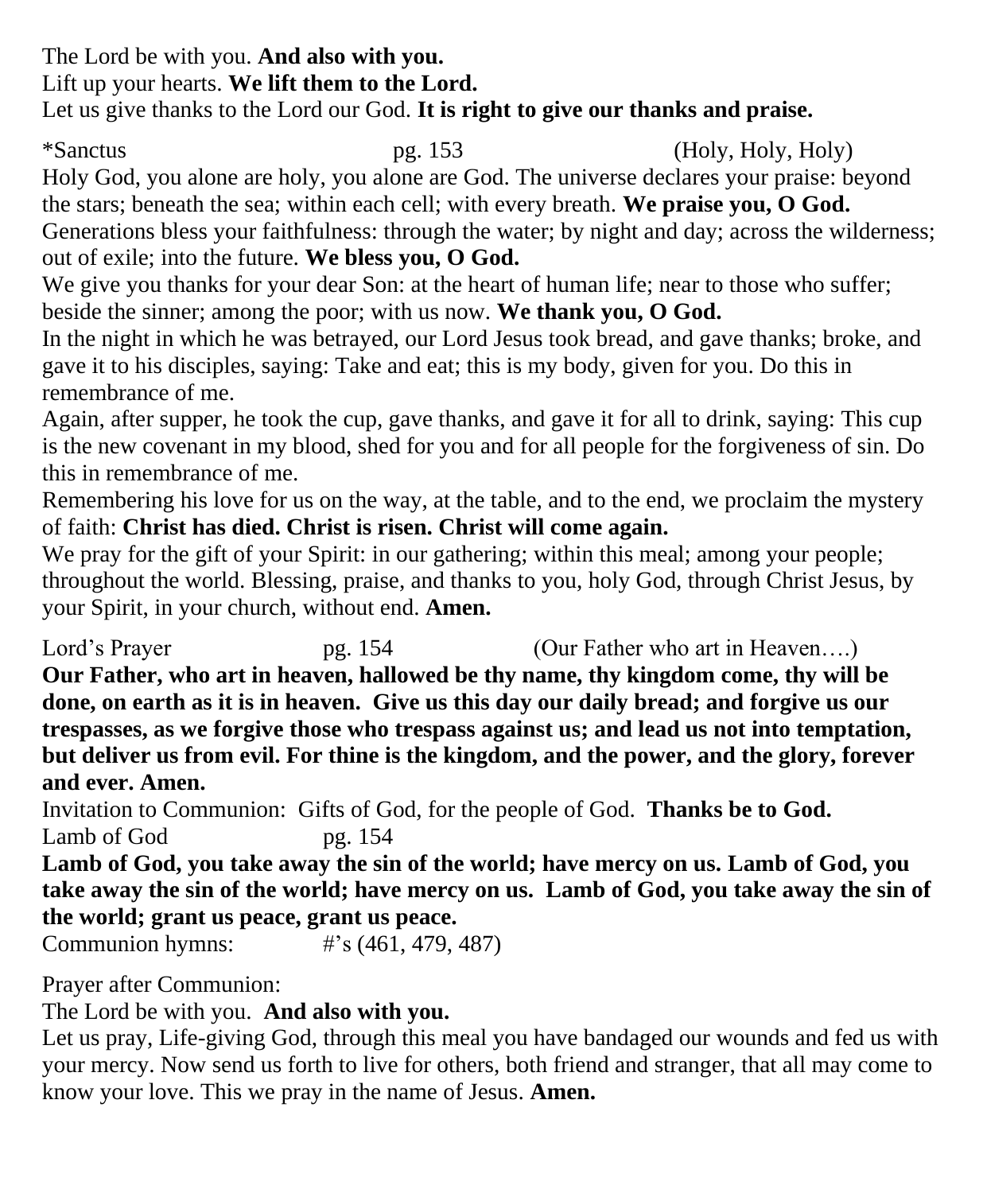The Lord be with you. **And also with you.**
Lift up your hearts. **We lift them to the Lord.**
Let us give thanks to the Lord our God. **It is right to give our thanks and praise.**

*Sanctus pg. 153 (Holy, Holy, Holy)
Holy God, you alone are holy, you alone are God. The universe declares your praise: beyond the stars; beneath the sea; within each cell; with every breath. **We praise you, O God.**
Generations bless your faithfulness: through the water; by night and day; across the wilderness; out of exile; into the future. **We bless you, O God.**
We give you thanks for your dear Son: at the heart of human life; near to those who suffer; beside the sinner; among the poor; with us now. **We thank you, O God.**
In the night in which he was betrayed, our Lord Jesus took bread, and gave thanks; broke, and gave it to his disciples, saying: Take and eat; this is my body, given for you. Do this in remembrance of me.
Again, after supper, he took the cup, gave thanks, and gave it for all to drink, saying: This cup is the new covenant in my blood, shed for you and for all people for the forgiveness of sin. Do this in remembrance of me.
Remembering his love for us on the way, at the table, and to the end, we proclaim the mystery of faith: **Christ has died. Christ is risen. Christ will come again.**
We pray for the gift of your Spirit: in our gathering; within this meal; among your people; throughout the world. Blessing, praise, and thanks to you, holy God, through Christ Jesus, by your Spirit, in your church, without end. **Amen.**

Lord's Prayer pg. 154 (Our Father who art in Heaven….)
**Our Father, who art in heaven, hallowed be thy name, thy kingdom come, thy will be done, on earth as it is in heaven. Give us this day our daily bread; and forgive us our trespasses, as we forgive those who trespass against us; and lead us not into temptation, but deliver us from evil. For thine is the kingdom, and the power, and the glory, forever and ever. Amen.**
Invitation to Communion: Gifts of God, for the people of God. **Thanks be to God.**
Lamb of God pg. 154
**Lamb of God, you take away the sin of the world; have mercy on us. Lamb of God, you take away the sin of the world; have mercy on us. Lamb of God, you take away the sin of the world; grant us peace, grant us peace.**
Communion hymns: #'s (461, 479, 487)

Prayer after Communion:
The Lord be with you. **And also with you.**
Let us pray, Life-giving God, through this meal you have bandaged our wounds and fed us with your mercy. Now send us forth to live for others, both friend and stranger, that all may come to know your love. This we pray in the name of Jesus. **Amen.**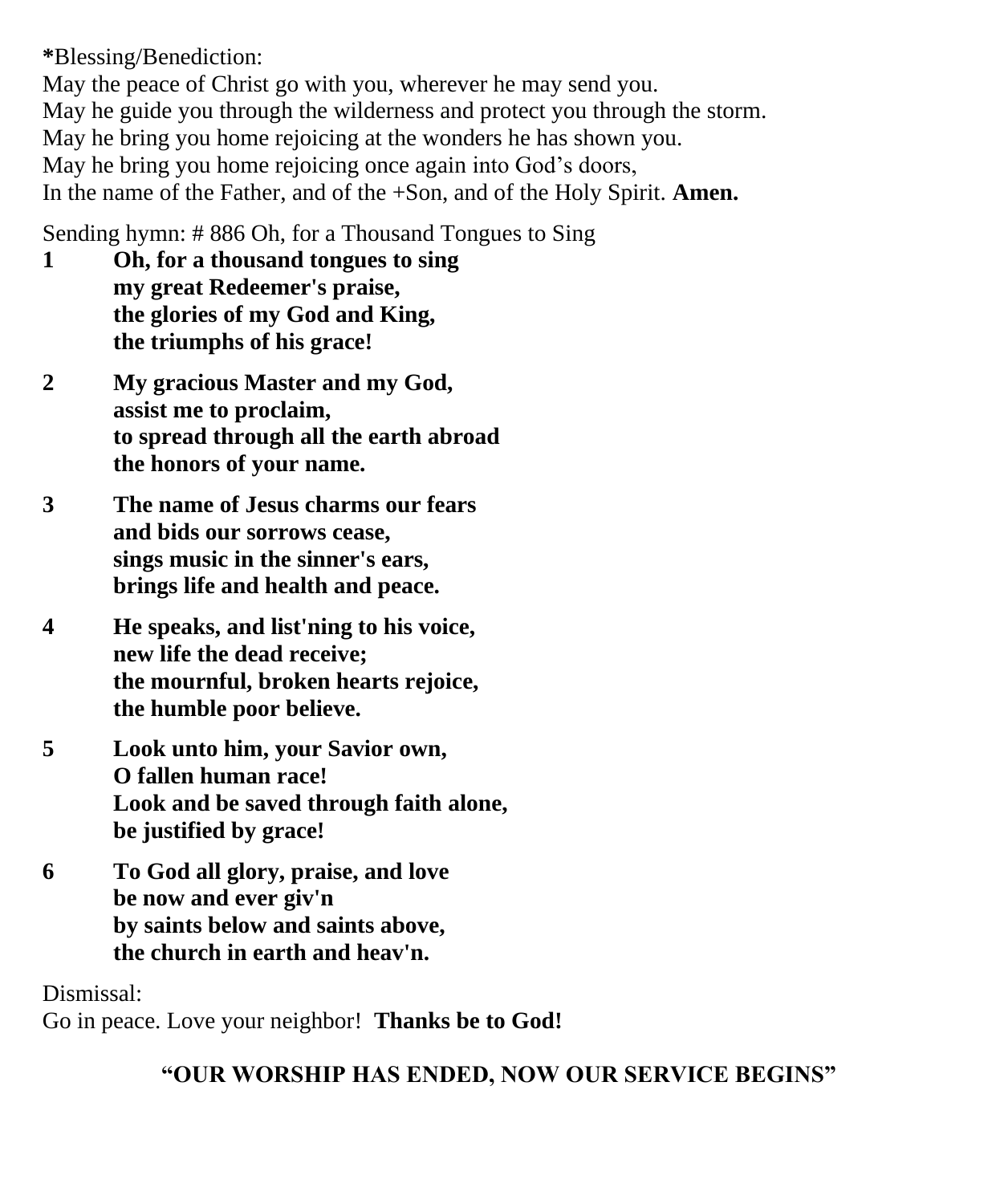**\***Blessing/Benediction:
May the peace of Christ go with you, wherever he may send you.
May he guide you through the wilderness and protect you through the storm.
May he bring you home rejoicing at the wonders he has shown you.
May he bring you home rejoicing once again into God's doors,
In the name of the Father, and of the +Son, and of the Holy Spirit. **Amen.**

Sending hymn: # 886 Oh, for a Thousand Tongues to Sing

**1** **Oh, for a thousand tongues to sing**
**my great Redeemer's praise,**
**the glories of my God and King,**
**the triumphs of his grace!**

**2** **My gracious Master and my God,**
**assist me to proclaim,**
**to spread through all the earth abroad**
**the honors of your name.**

**3** **The name of Jesus charms our fears**
**and bids our sorrows cease,**
**sings music in the sinner's ears,**
**brings life and health and peace.**

**4** **He speaks, and list'ning to his voice,**
**new life the dead receive;**
**the mournful, broken hearts rejoice,**
**the humble poor believe.**

**5** **Look unto him, your Savior own,**
**O fallen human race!**
**Look and be saved through faith alone,**
**be justified by grace!**

**6** **To God all glory, praise, and love**
**be now and ever giv'n**
**by saints below and saints above,**
**the church in earth and heav'n.**

Dismissal:
Go in peace. Love your neighbor! **Thanks be to God!**

**"OUR WORSHIP HAS ENDED, NOW OUR SERVICE BEGINS"**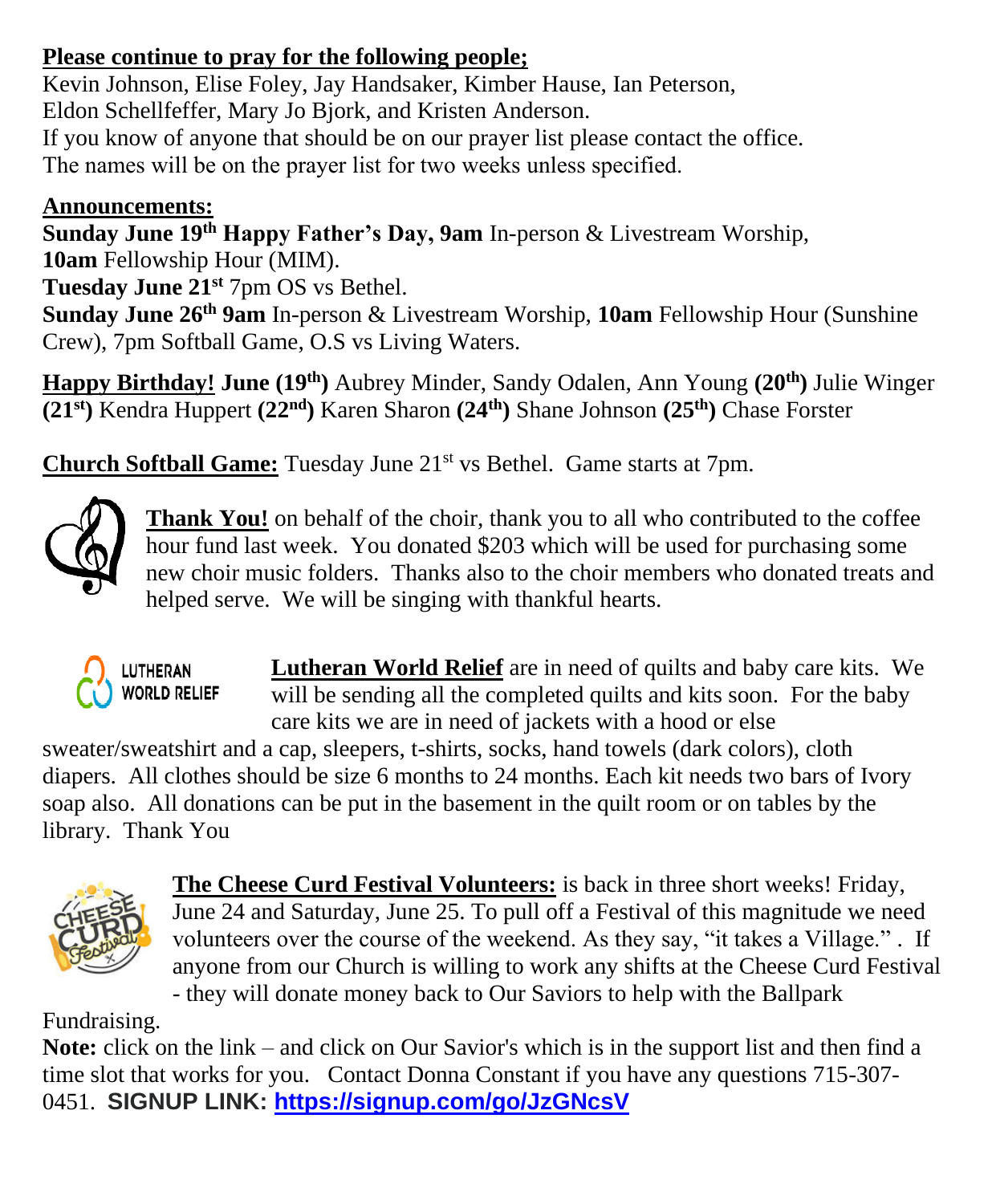**Please continue to pray for the following people;**

Kevin Johnson, Elise Foley, Jay Handsaker, Kimber Hause, Ian Peterson, Eldon Schellfeffer, Mary Jo Bjork, and Kristen Anderson.
If you know of anyone that should be on our prayer list please contact the office.
The names will be on the prayer list for two weeks unless specified.

**Announcements:**

**Sunday June 19th Happy Father's Day, 9am** In-person & Livestream Worship, **10am** Fellowship Hour (MIM).
**Tuesday June 21st** 7pm OS vs Bethel.
**Sunday June 26th 9am** In-person & Livestream Worship, **10am** Fellowship Hour (Sunshine Crew), 7pm Softball Game, O.S vs Living Waters.

**Happy Birthday! June (19th)** Aubrey Minder, Sandy Odalen, Ann Young **(20th)** Julie Winger **(21st)** Kendra Huppert **(22nd)** Karen Sharon **(24th)** Shane Johnson **(25th)** Chase Forster

**Church Softball Game:** Tuesday June 21st vs Bethel. Game starts at 7pm.

**Thank You!** on behalf of the choir, thank you to all who contributed to the coffee hour fund last week. You donated $203 which will be used for purchasing some new choir music folders. Thanks also to the choir members who donated treats and helped serve. We will be singing with thankful hearts.

**Lutheran World Relief** are in need of quilts and baby care kits. We will be sending all the completed quilts and kits soon. For the baby care kits we are in need of jackets with a hood or else sweater/sweatshirt and a cap, sleepers, t-shirts, socks, hand towels (dark colors), cloth diapers. All clothes should be size 6 months to 24 months. Each kit needs two bars of Ivory soap also. All donations can be put in the basement in the quilt room or on tables by the library. Thank You

**The Cheese Curd Festival Volunteers:** is back in three short weeks! Friday, June 24 and Saturday, June 25. To pull off a Festival of this magnitude we need volunteers over the course of the weekend. As they say, "it takes a Village." . If anyone from our Church is willing to work any shifts at the Cheese Curd Festival - they will donate money back to Our Saviors to help with the Ballpark Fundraising.
**Note:** click on the link – and click on Our Savior's which is in the support list and then find a time slot that works for you. Contact Donna Constant if you have any questions 715-307-0451. **SIGNUP LINK: https://signup.com/go/JzGNcsV**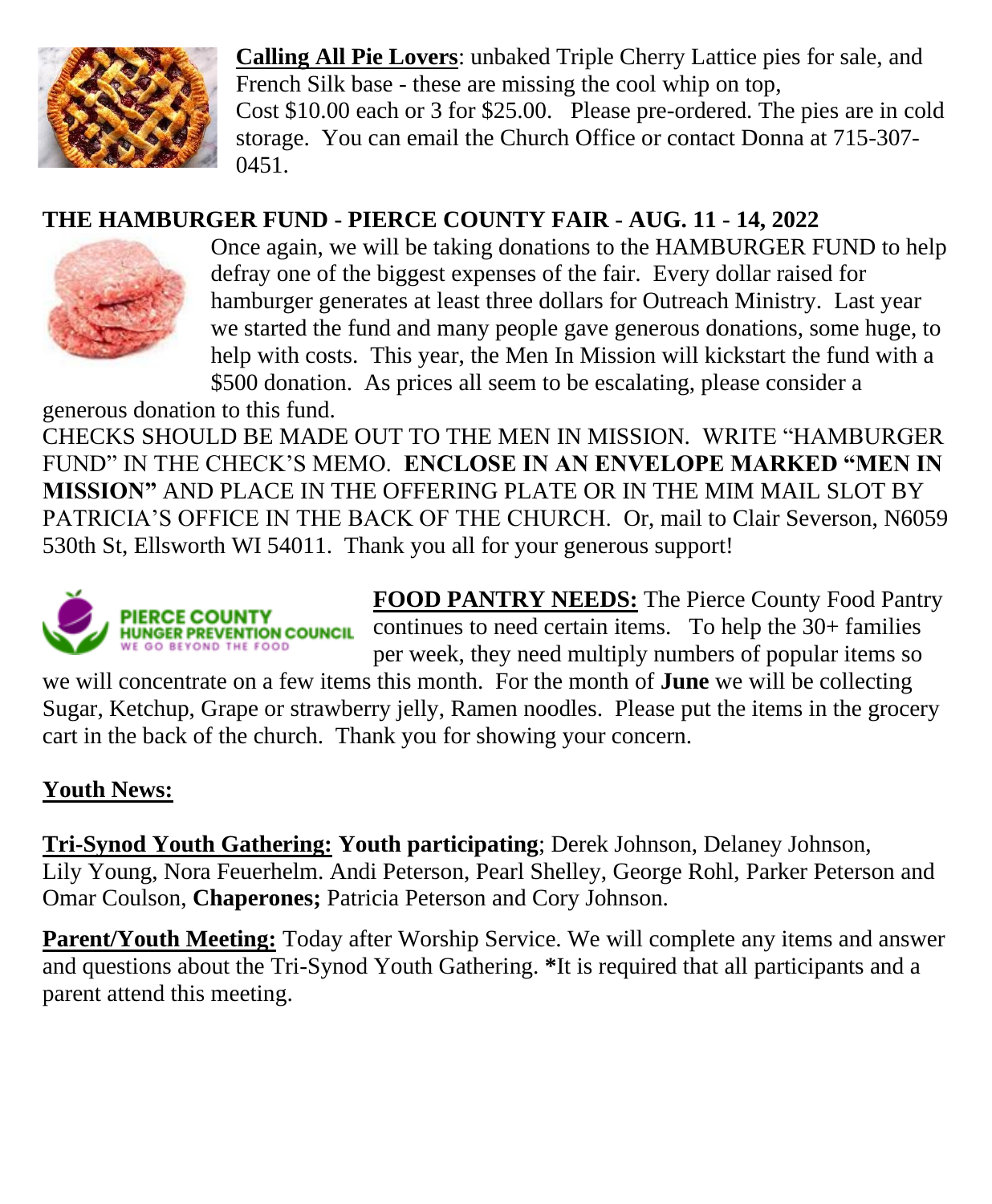**Calling All Pie Lovers**: unbaked Triple Cherry Lattice pies for sale, and French Silk base - these are missing the cool whip on top, Cost $10.00 each or 3 for $25.00. Please pre-ordered. The pies are in cold storage. You can email the Church Office or contact Donna at 715-307-0451.

**THE HAMBURGER FUND - PIERCE COUNTY FAIR - AUG. 11 - 14, 2022**

Once again, we will be taking donations to the HAMBURGER FUND to help defray one of the biggest expenses of the fair. Every dollar raised for hamburger generates at least three dollars for Outreach Ministry. Last year we started the fund and many people gave generous donations, some huge, to help with costs. This year, the Men In Mission will kickstart the fund with a $500 donation. As prices all seem to be escalating, please consider a generous donation to this fund.

CHECKS SHOULD BE MADE OUT TO THE MEN IN MISSION. WRITE "HAMBURGER FUND" IN THE CHECK'S MEMO. **ENCLOSE IN AN ENVELOPE MARKED "MEN IN MISSION"** AND PLACE IN THE OFFERING PLATE OR IN THE MIM MAIL SLOT BY PATRICIA'S OFFICE IN THE BACK OF THE CHURCH. Or, mail to Clair Severson, N6059 530th St, Ellsworth WI 54011. Thank you all for your generous support!

PIERCE COUNTY HUNGER PREVENTION COUNCIL
WE GO BEYOND THE FOOD

**FOOD PANTRY NEEDS:** The Pierce County Food Pantry continues to need certain items. To help the 30+ families per week, they need multiply numbers of popular items so we will concentrate on a few items this month. For the month of **June** we will be collecting Sugar, Ketchup, Grape or strawberry jelly, Ramen noodles. Please put the items in the grocery cart in the back of the church. Thank you for showing your concern.

**Youth News:**

**Tri-Synod Youth Gathering:** **Youth participating**; Derek Johnson, Delaney Johnson, Lily Young, Nora Feuerhelm. Andi Peterson, Pearl Shelley, George Rohl, Parker Peterson and Omar Coulson, **Chaperones;** Patricia Peterson and Cory Johnson.

**Parent/Youth Meeting:** Today after Worship Service. We will complete any items and answer and questions about the Tri-Synod Youth Gathering. **\***It is required that all participants and a parent attend this meeting.